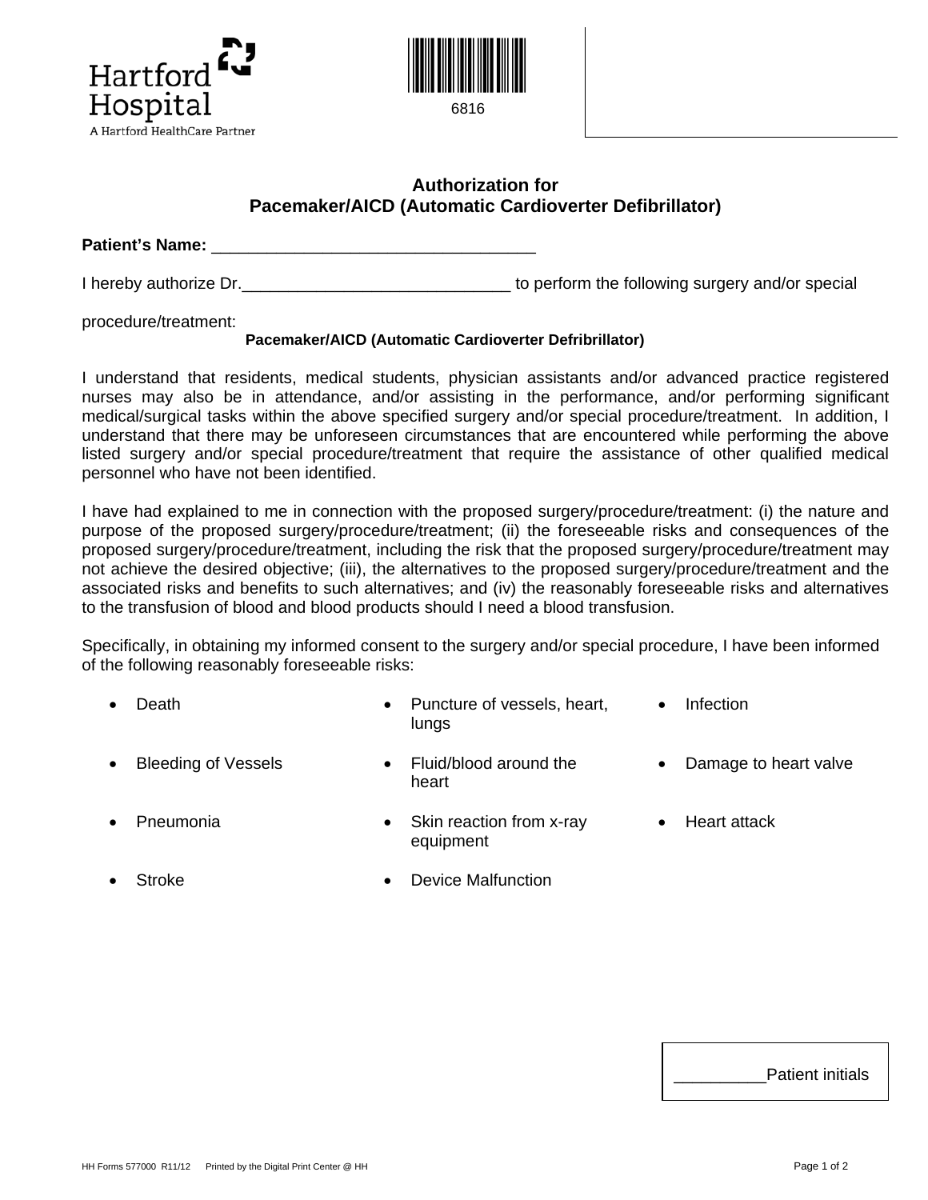Hartford Hospital
A Hartford HealthCare Partner

6816

## Authorization for Pacemaker/AICD (Automatic Cardioverter Defibrillator)

**Patient's Name:** ___________________________________

I hereby authorize Dr._____________________________ to perform the following surgery and/or special procedure/treatment:

**Pacemaker/AICD (Automatic Cardioverter Defribrillator)**

I understand that residents, medical students, physician assistants and/or advanced practice registered nurses may also be in attendance, and/or assisting in the performance, and/or performing significant medical/surgical tasks within the above specified surgery and/or special procedure/treatment. In addition, I understand that there may be unforeseen circumstances that are encountered while performing the above listed surgery and/or special procedure/treatment that require the assistance of other qualified medical personnel who have not been identified.

I have had explained to me in connection with the proposed surgery/procedure/treatment: (i) the nature and purpose of the proposed surgery/procedure/treatment; (ii) the foreseeable risks and consequences of the proposed surgery/procedure/treatment, including the risk that the proposed surgery/procedure/treatment may not achieve the desired objective; (iii), the alternatives to the proposed surgery/procedure/treatment and the associated risks and benefits to such alternatives; and (iv) the reasonably foreseeable risks and alternatives to the transfusion of blood and blood products should I need a blood transfusion.

Specifically, in obtaining my informed consent to the surgery and/or special procedure, I have been informed of the following reasonably foreseeable risks:

- Death
- Puncture of vessels, heart, lungs
- Infection
- Bleeding of Vessels
- Fluid/blood around the heart
- Damage to heart valve
- Pneumonia
- Skin reaction from x-ray equipment
- Heart attack
- Stroke
- Device Malfunction

__________Patient initials

HH Forms 577000 R11/12 Printed by the Digital Print Center @ HH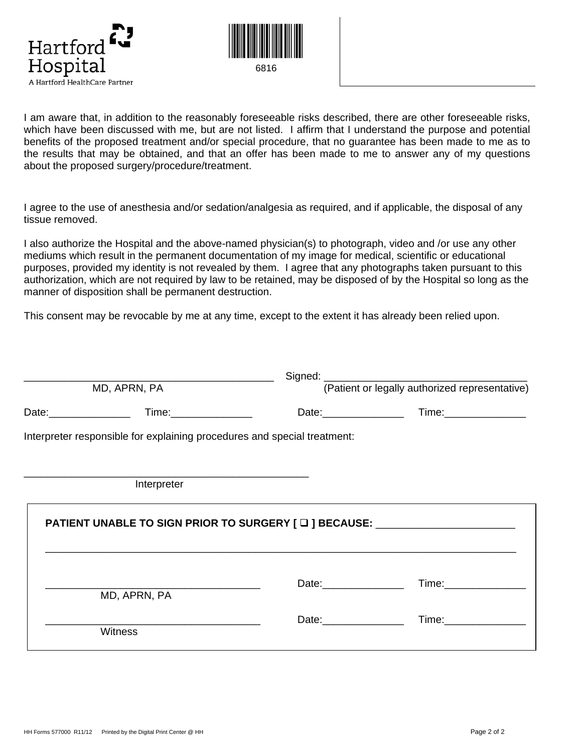Hartford Hospital
A Hartford HealthCare Partner

6816

I am aware that, in addition to the reasonably foreseeable risks described, there are other foreseeable risks, which have been discussed with me, but are not listed. I affirm that I understand the purpose and potential benefits of the proposed treatment and/or special procedure, that no guarantee has been made to me as to the results that may be obtained, and that an offer has been made to me to answer any of my questions about the proposed surgery/procedure/treatment.

I agree to the use of anesthesia and/or sedation/analgesia as required, and if applicable, the disposal of any tissue removed.

I also authorize the Hospital and the above-named physician(s) to photograph, video and /or use any other mediums which result in the permanent documentation of my image for medical, scientific or educational purposes, provided my identity is not revealed by them. I agree that any photographs taken pursuant to this authorization, which are not required by law to be retained, may be disposed of by the Hospital so long as the manner of disposition shall be permanent destruction.

This consent may be revocable by me at any time, except to the extent it has already been relied upon.

_____________________________________________ Signed: ___________________________________
MD, APRN, PA (Patient or legally authorized representative)

Date:______________ Time:______________ Date:______________ Time:______________

Interpreter responsible for explaining procedures and special treatment:

___________________________________________________
Interpreter

**PATIENT UNABLE TO SIGN PRIOR TO SURGERY [ ❑ ] BECAUSE:** ________________________

_____________________________________________________________________________________

_____________________________________ Date:______________ Time:______________
MD, APRN, PA

_____________________________________ Date:______________ Time:______________
Witness

HH Forms 577000 R11/12 Printed by the Digital Print Center @ HH